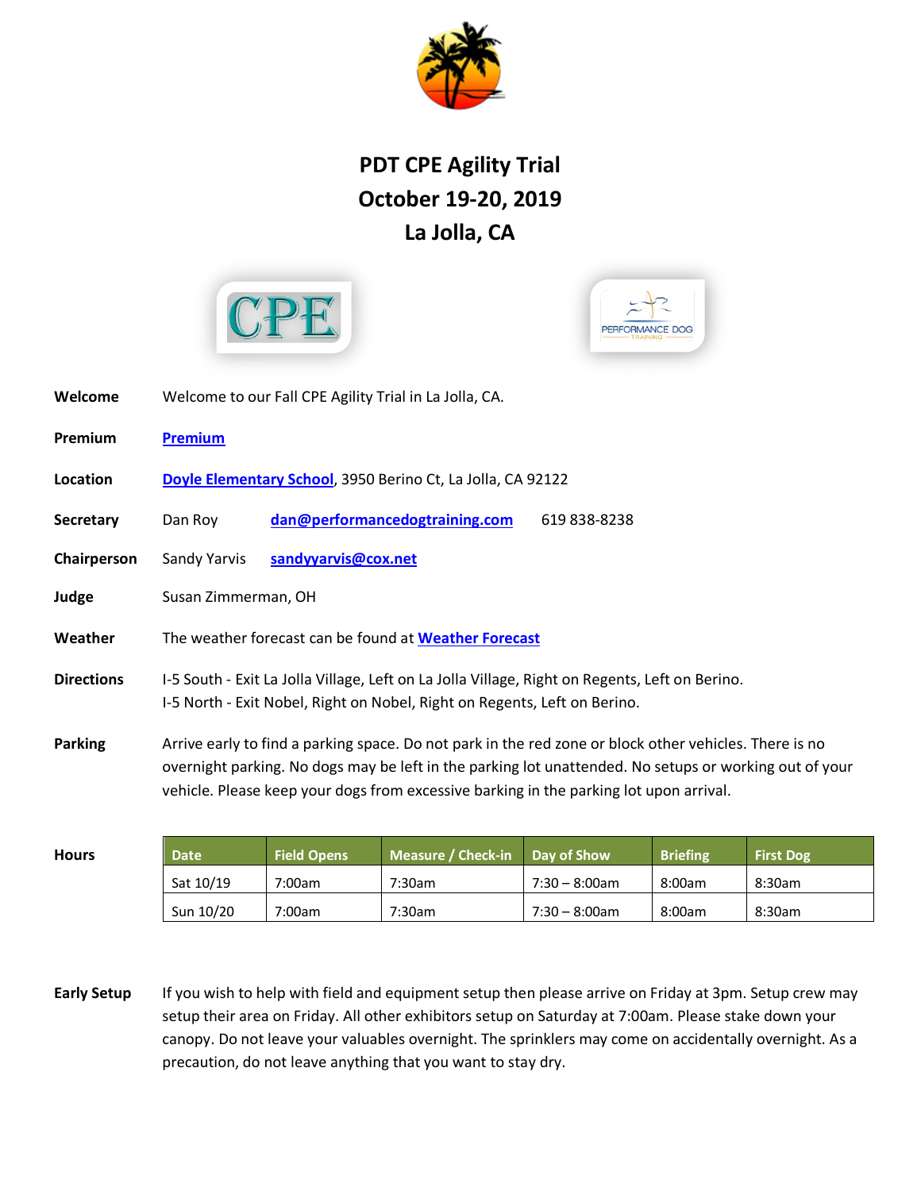# PDT CPE Agility Trial
# October 19-20, 2019
# La Jolla, CA

**Welcome** Welcome to our Fall CPE Agility Trial in La Jolla, CA.

**Premium** Premium

**Location** Doyle Elementary School, 3950 Berino Ct, La Jolla, CA 92122

**Secretary** Dan Roy dan@performancedogtraining.com 619 838-8238

**Chairperson** Sandy Yarvis sandyyarvis@cox.net

**Judge** Susan Zimmerman, OH

**Weather** The weather forecast can be found at Weather Forecast

**Directions** I-5 South - Exit La Jolla Village, Left on La Jolla Village, Right on Regents, Left on Berino.
I-5 North - Exit Nobel, Right on Nobel, Right on Regents, Left on Berino.

**Parking** Arrive early to find a parking space. Do not park in the red zone or block other vehicles. There is no overnight parking. No dogs may be left in the parking lot unattended. No setups or working out of your vehicle. Please keep your dogs from excessive barking in the parking lot upon arrival.

**Hours**

| Date | Field Opens | Measure / Check-in | Day of Show | Briefing | First Dog |
|---|---|---|---|---|---|
| Sat 10/19 | 7:00am | 7:30am | 7:30 – 8:00am | 8:00am | 8:30am |
| Sun 10/20 | 7:00am | 7:30am | 7:30 – 8:00am | 8:00am | 8:30am |

**Early Setup** If you wish to help with field and equipment setup then please arrive on Friday at 3pm. Setup crew may setup their area on Friday. All other exhibitors setup on Saturday at 7:00am. Please stake down your canopy. Do not leave your valuables overnight. The sprinklers may come on accidentally overnight. As a precaution, do not leave anything that you want to stay dry.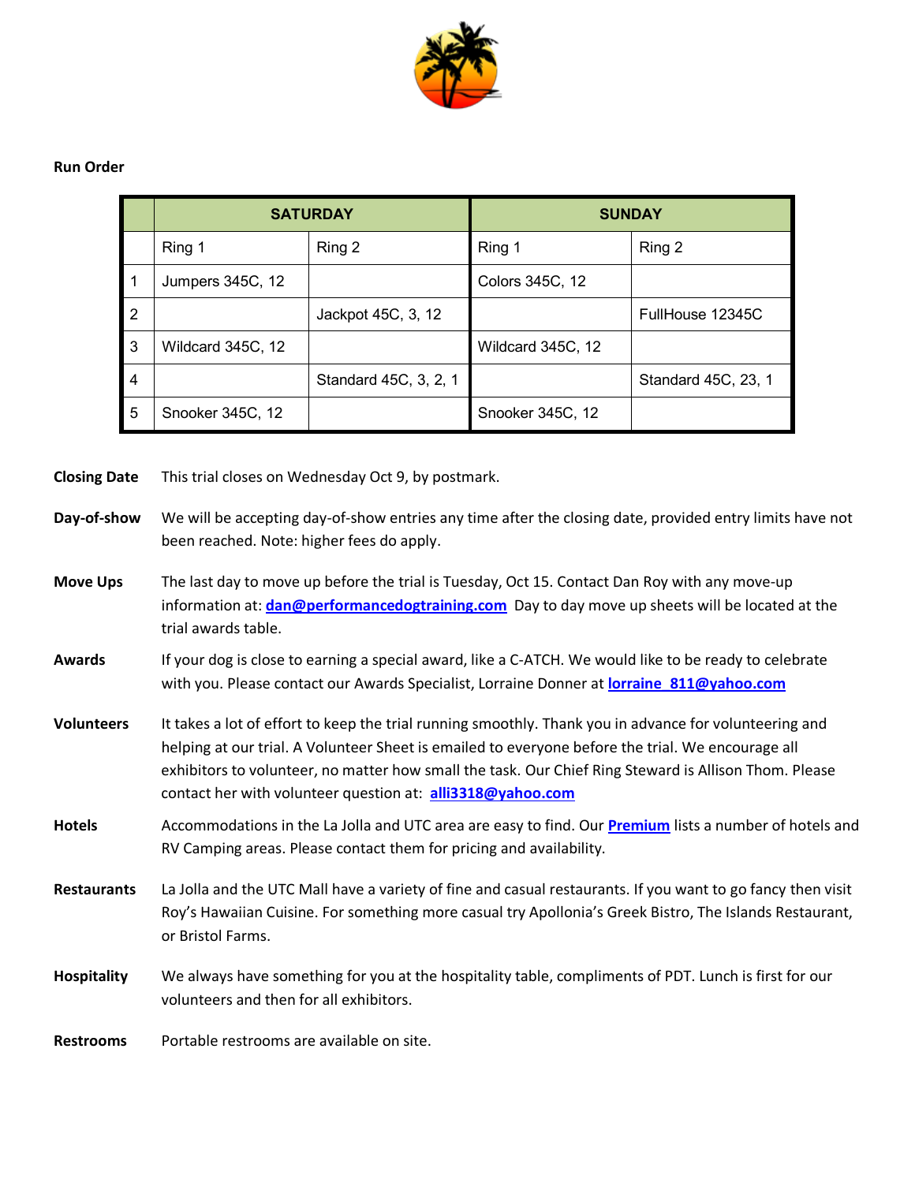**Run Order**

| | SATURDAY | | SUNDAY | |
|---|---|---|---|---|
| | Ring 1 | Ring 2 | Ring 1 | Ring 2 |
| 1 | Jumpers 345C, 12 | | Colors 345C, 12 | |
| 2 | | Jackpot 45C, 3, 12 | | FullHouse 12345C |
| 3 | Wildcard 345C, 12 | | Wildcard 345C, 12 | |
| 4 | | Standard 45C, 3, 2, 1 | | Standard 45C, 23, 1 |
| 5 | Snooker 345C, 12 | | Snooker 345C, 12 | |

**Closing Date** This trial closes on Wednesday Oct 9, by postmark.

**Day-of-show** We will be accepting day-of-show entries any time after the closing date, provided entry limits have not been reached. Note: higher fees do apply.

**Move Ups** The last day to move up before the trial is Tuesday, Oct 15. Contact Dan Roy with any move-up information at: **dan@performancedogtraining.com** Day to day move up sheets will be located at the trial awards table.

**Awards** If your dog is close to earning a special award, like a C-ATCH. We would like to be ready to celebrate with you. Please contact our Awards Specialist, Lorraine Donner at **lorraine_811@yahoo.com**

**Volunteers** It takes a lot of effort to keep the trial running smoothly. Thank you in advance for volunteering and helping at our trial. A Volunteer Sheet is emailed to everyone before the trial. We encourage all exhibitors to volunteer, no matter how small the task. Our Chief Ring Steward is Allison Thom. Please contact her with volunteer question at: **alli3318@yahoo.com**

**Hotels** Accommodations in the La Jolla and UTC area are easy to find. Our **Premium** lists a number of hotels and RV Camping areas. Please contact them for pricing and availability.

**Restaurants** La Jolla and the UTC Mall have a variety of fine and casual restaurants. If you want to go fancy then visit Roy's Hawaiian Cuisine. For something more casual try Apollonia's Greek Bistro, The Islands Restaurant, or Bristol Farms.

**Hospitality** We always have something for you at the hospitality table, compliments of PDT. Lunch is first for our volunteers and then for all exhibitors.

**Restrooms** Portable restrooms are available on site.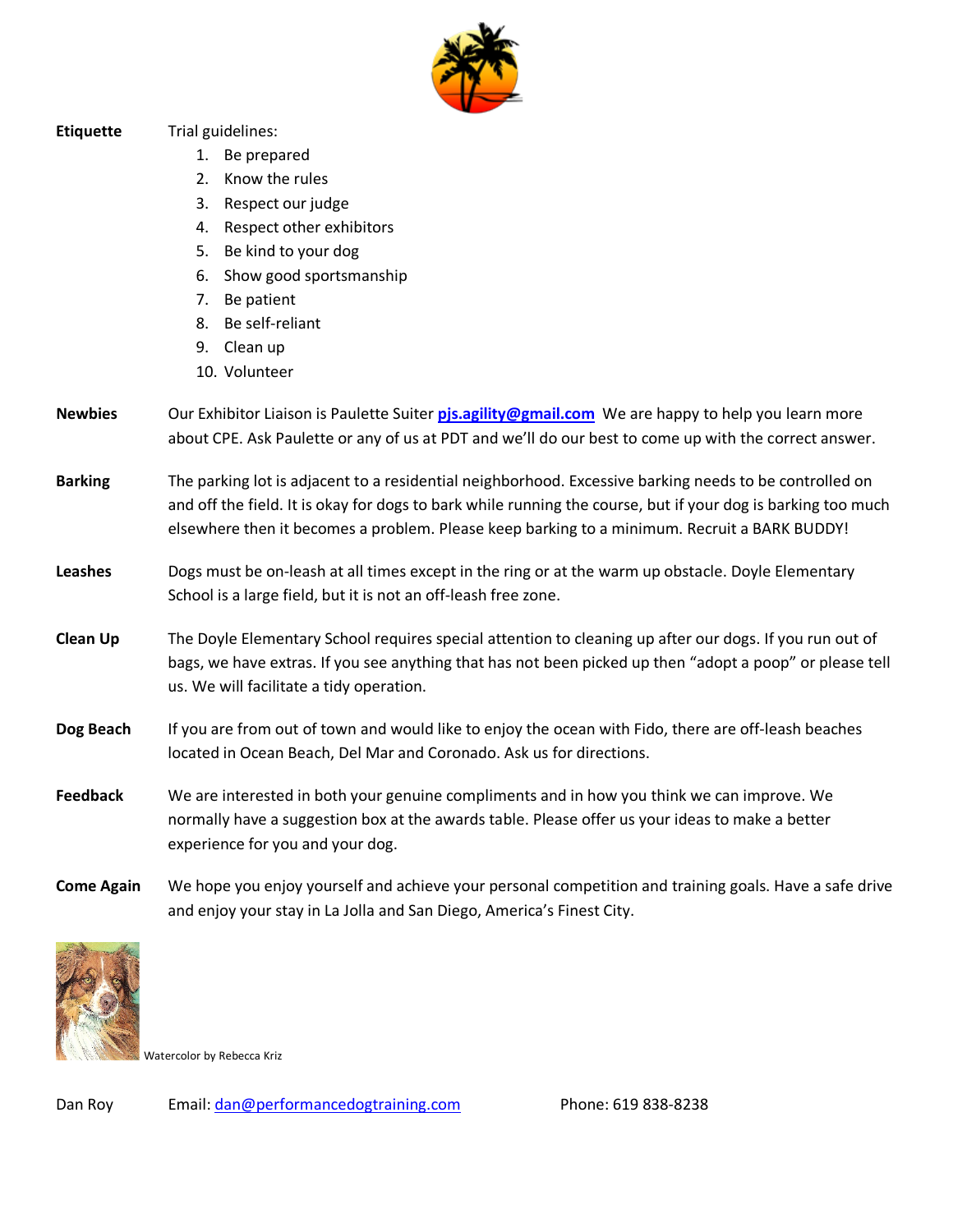**Etiquette**

Trial guidelines:

1. Be prepared
2. Know the rules
3. Respect our judge
4. Respect other exhibitors
5. Be kind to your dog
6. Show good sportsmanship
7. Be patient
8. Be self-reliant
9. Clean up
10. Volunteer

**Newbies**

Our Exhibitor Liaison is Paulette Suiter **pjs.agility@gmail.com** We are happy to help you learn more about CPE. Ask Paulette or any of us at PDT and we'll do our best to come up with the correct answer.

**Barking**

The parking lot is adjacent to a residential neighborhood. Excessive barking needs to be controlled on and off the field. It is okay for dogs to bark while running the course, but if your dog is barking too much elsewhere then it becomes a problem. Please keep barking to a minimum. Recruit a BARK BUDDY!

**Leashes**

Dogs must be on-leash at all times except in the ring or at the warm up obstacle. Doyle Elementary School is a large field, but it is not an off-leash free zone.

**Clean Up**

The Doyle Elementary School requires special attention to cleaning up after our dogs. If you run out of bags, we have extras. If you see anything that has not been picked up then "adopt a poop" or please tell us. We will facilitate a tidy operation.

**Dog Beach**

If you are from out of town and would like to enjoy the ocean with Fido, there are off-leash beaches located in Ocean Beach, Del Mar and Coronado. Ask us for directions.

**Feedback**

We are interested in both your genuine compliments and in how you think we can improve. We normally have a suggestion box at the awards table. Please offer us your ideas to make a better experience for you and your dog.

**Come Again**

We hope you enjoy yourself and achieve your personal competition and training goals. Have a safe drive and enjoy your stay in La Jolla and San Diego, America's Finest City.

Watercolor by Rebecca Kriz

Dan Roy    Email: dan@performancedogtraining.com    Phone: 619 838-8238